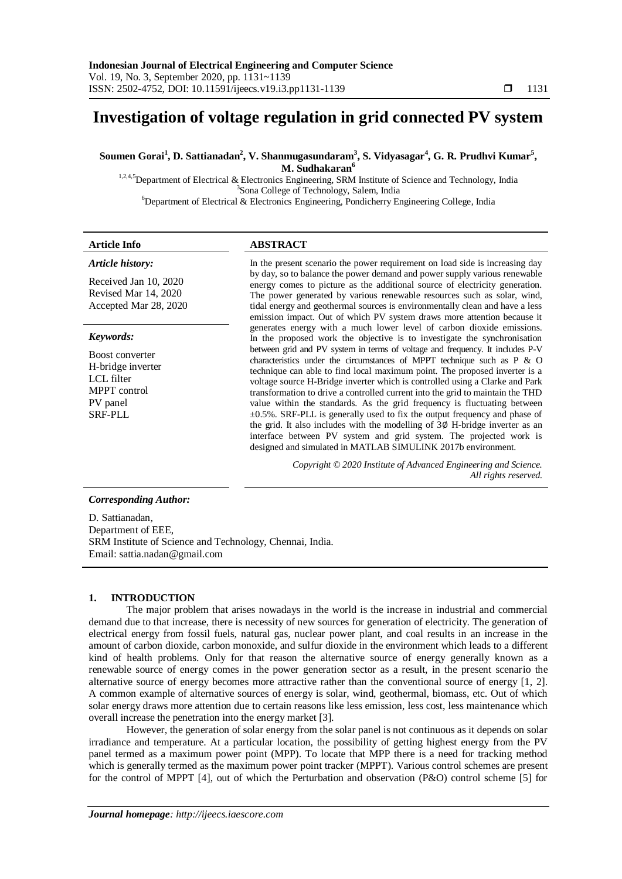# Investigation of voltage regulation in grid connected PV system

**Soumen Gorai[1], D. Sattianadan[2], V. Shanmugasundaram[3], S. Vidyasagar[4], G. R. Prudhvi Kumar[5], M. Sudhakaran[6]**

[1,2,4,5]Department of Electrical & Electronics Engineering, SRM Institute of Science and Technology, India
[3]Sona College of Technology, Salem, India
[6]Department of Electrical & Electronics Engineering, Pondicherry Engineering College, India

**Article Info**

*Article history:*

Received Jan 10, 2020
Revised Mar 14, 2020
Accepted Mar 28, 2020

*Keywords:*

Boost converter
H-bridge inverter
LCL filter
MPPT control
PV panel
SRF-PLL

**ABSTRACT**

In the present scenario the power requirement on load side is increasing day by day, so to balance the power demand and power supply various renewable energy comes to picture as the additional source of electricity generation. The power generated by various renewable resources such as solar, wind, tidal energy and geothermal sources is environmentally clean and have a less emission impact. Out of which PV system draws more attention because it generates energy with a much lower level of carbon dioxide emissions. In the proposed work the objective is to investigate the synchronisation between grid and PV system in terms of voltage and frequency. It includes P-V characteristics under the circumstances of MPPT technique such as P & O technique can able to find local maximum point. The proposed inverter is a voltage source H-Bridge inverter which is controlled using a Clarke and Park transformation to drive a controlled current into the grid to maintain the THD value within the standards. As the grid frequency is fluctuating between ±0.5%. SRF-PLL is generally used to fix the output frequency and phase of the grid. It also includes with the modelling of 3∅ H-bridge inverter as an interface between PV system and grid system. The projected work is designed and simulated in MATLAB SIMULINK 2017b environment.

*Copyright © 2020 Institute of Advanced Engineering and Science. All rights reserved.*

***Corresponding Author:***

D. Sattianadan,
Department of EEE,
SRM Institute of Science and Technology, Chennai, India.
Email: sattia.nadan@gmail.com

## 1. INTRODUCTION

The major problem that arises nowadays in the world is the increase in industrial and commercial demand due to that increase, there is necessity of new sources for generation of electricity. The generation of electrical energy from fossil fuels, natural gas, nuclear power plant, and coal results in an increase in the amount of carbon dioxide, carbon monoxide, and sulfur dioxide in the environment which leads to a different kind of health problems. Only for that reason the alternative source of energy generally known as a renewable source of energy comes in the power generation sector as a result, in the present scenario the alternative source of energy becomes more attractive rather than the conventional source of energy [1, 2]. A common example of alternative sources of energy is solar, wind, geothermal, biomass, etc. Out of which solar energy draws more attention due to certain reasons like less emission, less cost, less maintenance which overall increase the penetration into the energy market [3].

However, the generation of solar energy from the solar panel is not continuous as it depends on solar irradiance and temperature. At a particular location, the possibility of getting highest energy from the PV panel termed as a maximum power point (MPP). To locate that MPP there is a need for tracking method which is generally termed as the maximum power point tracker (MPPT). Various control schemes are present for the control of MPPT [4], out of which the Perturbation and observation (P&O) control scheme [5] for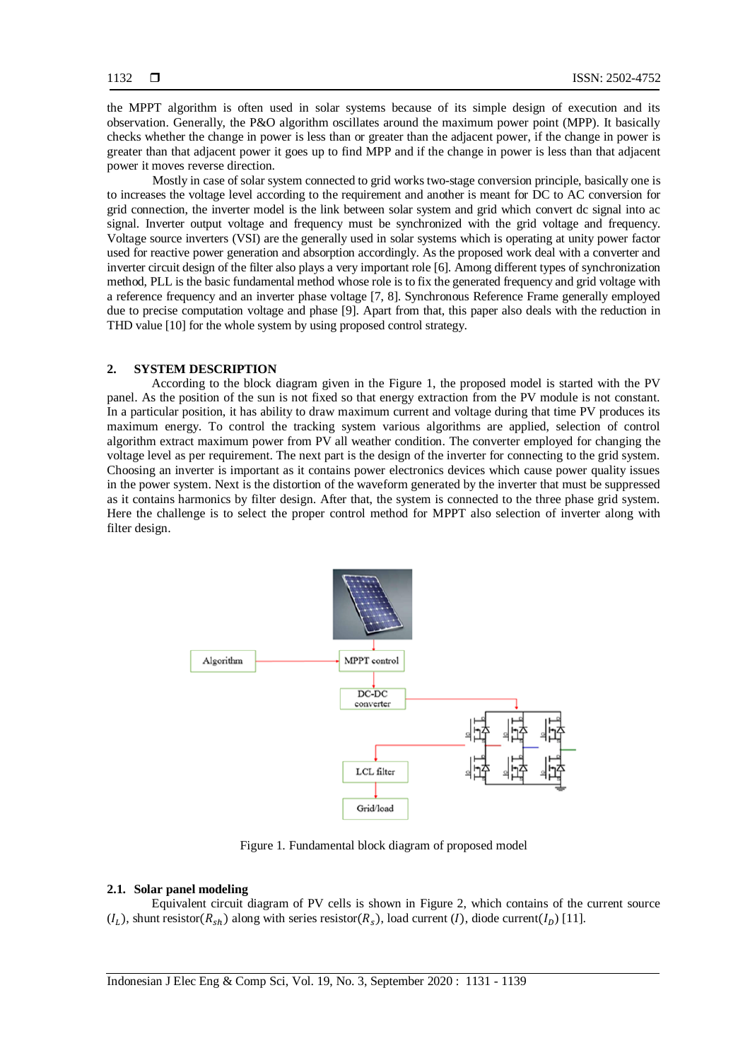the MPPT algorithm is often used in solar systems because of its simple design of execution and its observation. Generally, the P&O algorithm oscillates around the maximum power point (MPP). It basically checks whether the change in power is less than or greater than the adjacent power, if the change in power is greater than that adjacent power it goes up to find MPP and if the change in power is less than that adjacent power it moves reverse direction.

Mostly in case of solar system connected to grid works two-stage conversion principle, basically one is to increases the voltage level according to the requirement and another is meant for DC to AC conversion for grid connection, the inverter model is the link between solar system and grid which convert dc signal into ac signal. Inverter output voltage and frequency must be synchronized with the grid voltage and frequency. Voltage source inverters (VSI) are the generally used in solar systems which is operating at unity power factor used for reactive power generation and absorption accordingly. As the proposed work deal with a converter and inverter circuit design of the filter also plays a very important role [6]. Among different types of synchronization method, PLL is the basic fundamental method whose role is to fix the generated frequency and grid voltage with a reference frequency and an inverter phase voltage [7, 8]. Synchronous Reference Frame generally employed due to precise computation voltage and phase [9]. Apart from that, this paper also deals with the reduction in THD value [10] for the whole system by using proposed control strategy.

## 2. SYSTEM DESCRIPTION

According to the block diagram given in the Figure 1, the proposed model is started with the PV panel. As the position of the sun is not fixed so that energy extraction from the PV module is not constant. In a particular position, it has ability to draw maximum current and voltage during that time PV produces its maximum energy. To control the tracking system various algorithms are applied, selection of control algorithm extract maximum power from PV all weather condition. The converter employed for changing the voltage level as per requirement. The next part is the design of the inverter for connecting to the grid system. Choosing an inverter is important as it contains power electronics devices which cause power quality issues in the power system. Next is the distortion of the waveform generated by the inverter that must be suppressed as it contains harmonics by filter design. After that, the system is connected to the three phase grid system. Here the challenge is to select the proper control method for MPPT also selection of inverter along with filter design.

Figure 1. Fundamental block diagram of proposed model

### 2.1. Solar panel modeling

Equivalent circuit diagram of PV cells is shown in Figure 2, which contains of the current source ($I_L$), shunt resistor($R_{sh}$) along with series resistor($R_s$), load current ($I$), diode current($I_D$) [11].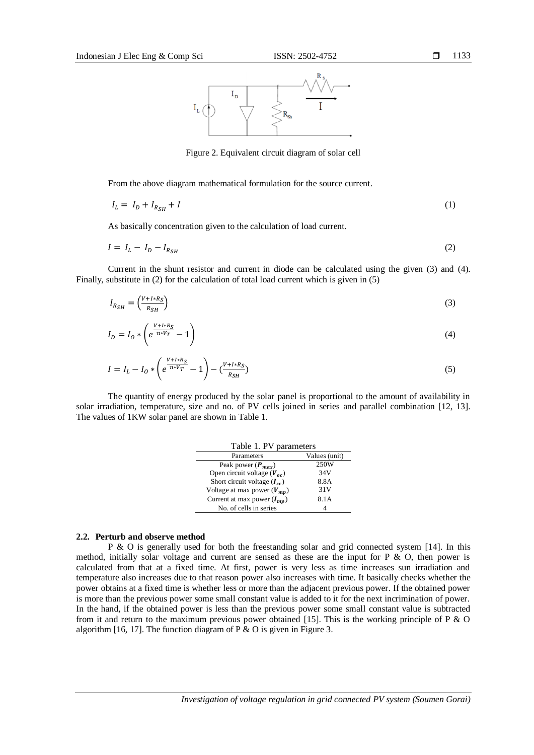Figure 2. Equivalent circuit diagram of solar cell

From the above diagram mathematical formulation for the source current.

$$I_L = I_D + I_{R_{SH}} + I \tag{1}$$

As basically concentration given to the calculation of load current.

$$I = I_L - I_D - I_{R_{SH}} \tag{2}$$

Current in the shunt resistor and current in diode can be calculated using the given (3) and (4). Finally, substitute in (2) for the calculation of total load current which is given in (5)

$$I_{R_{SH}} = \left(\frac{V+I*R_S}{R_{SH}}\right) \tag{3}$$

$$I_D = I_O * \left(e^{\frac{V+I*R_S}{n*V_T}} - 1\right) \tag{4}$$

$$I = I_L - I_O * \left(e^{\frac{V+I*R_S}{n*V_T}} - 1\right) - \left(\frac{V+I*R_S}{R_{SH}}\right) \tag{5}$$

The quantity of energy produced by the solar panel is proportional to the amount of availability in solar irradiation, temperature, size and no. of PV cells joined in series and parallel combination [12, 13]. The values of 1KW solar panel are shown in Table 1.

Table 1. PV parameters

| Parameters | Values (unit) |
|---|---|
| Peak power ($P_{max}$) | 250W |
| Open circuit voltage ($V_{oc}$) | 34V |
| Short circuit voltage ($I_{sc}$) | 8.8A |
| Voltage at max power ($V_{mp}$) | 31V |
| Current at max power ($I_{mp}$) | 8.1A |
| No. of cells in series | 4 |

### 2.2. Perturb and observe method

P & O is generally used for both the freestanding solar and grid connected system [14]. In this method, initially solar voltage and current are sensed as these are the input for P & O, then power is calculated from that at a fixed time. At first, power is very less as time increases sun irradiation and temperature also increases due to that reason power also increases with time. It basically checks whether the power obtains at a fixed time is whether less or more than the adjacent previous power. If the obtained power is more than the previous power some small constant value is added to it for the next incrimination of power. In the hand, if the obtained power is less than the previous power some small constant value is subtracted from it and return to the maximum previous power obtained [15]. This is the working principle of P & O algorithm [16, 17]. The function diagram of P & O is given in Figure 3.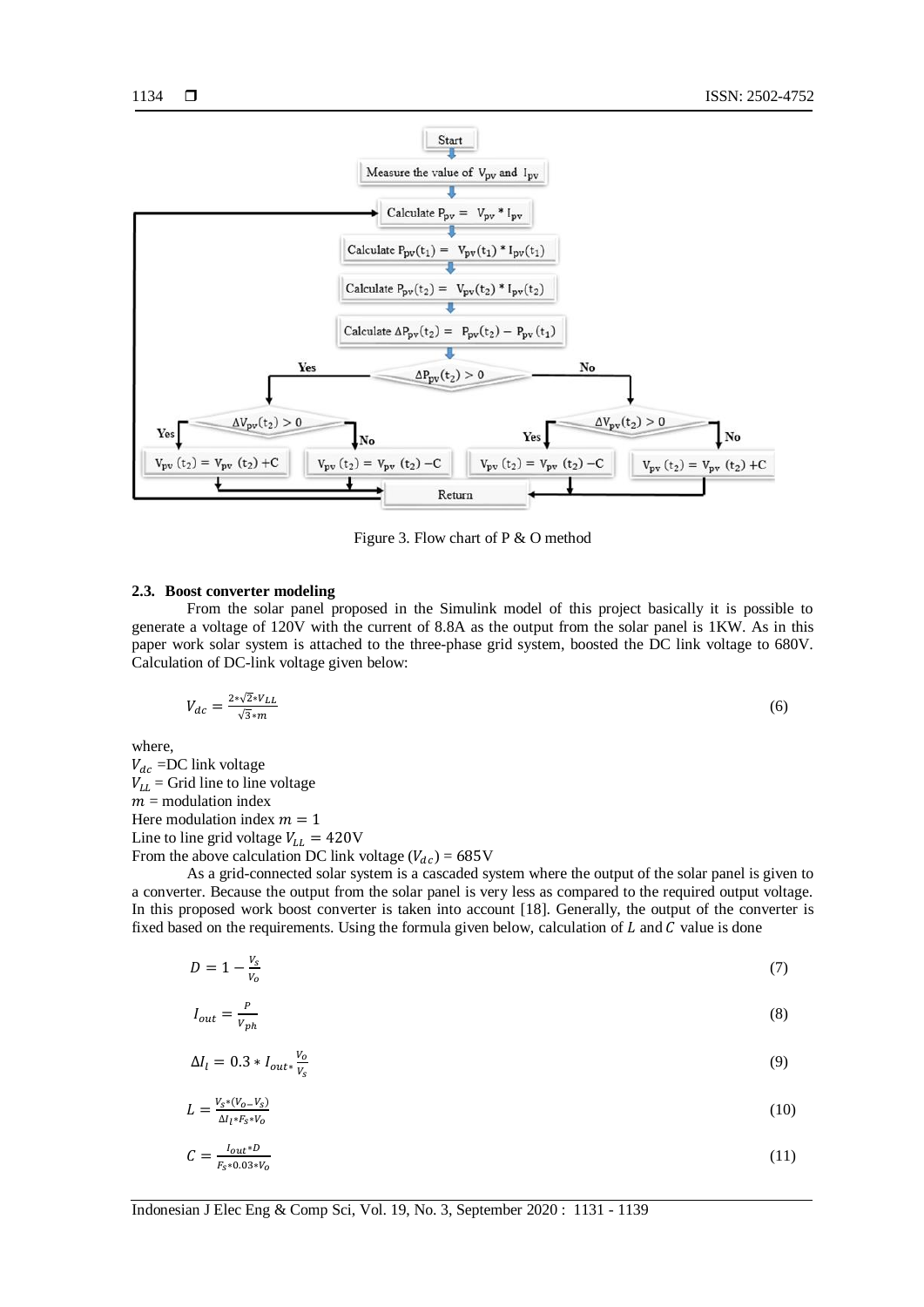Figure 3. Flow chart of P & O method

### 2.3. Boost converter modeling

From the solar panel proposed in the Simulink model of this project basically it is possible to generate a voltage of 120V with the current of 8.8A as the output from the solar panel is 1KW. As in this paper work solar system is attached to the three-phase grid system, boosted the DC link voltage to 680V. Calculation of DC-link voltage given below:

$$V_{dc} = \frac{2*\sqrt{2}*V_{LL}}{\sqrt{3}*m} \tag{6}$$

where,
$V_{dc}$ =DC link voltage
$V_{LL}$ = Grid line to line voltage
$m$ = modulation index
Here modulation index $m = 1$
Line to line grid voltage $V_{LL} = 420$V
From the above calculation DC link voltage ($V_{dc}$) = 685V

As a grid-connected solar system is a cascaded system where the output of the solar panel is given to a converter. Because the output from the solar panel is very less as compared to the required output voltage. In this proposed work boost converter is taken into account [18]. Generally, the output of the converter is fixed based on the requirements. Using the formula given below, calculation of $L$ and $C$ value is done

$$D = 1 - \frac{V_s}{V_o} \tag{7}$$

$$I_{out} = \frac{P}{V_{ph}} \tag{8}$$

$$\Delta I_l = 0.3 * I_{out*}\frac{V_o}{V_s} \tag{9}$$

$$L = \frac{V_s*(V_o - V_s)}{\Delta I_l * F_s * V_o} \tag{10}$$

$$C = \frac{I_{out}*D}{F_s*0.03*V_o} \tag{11}$$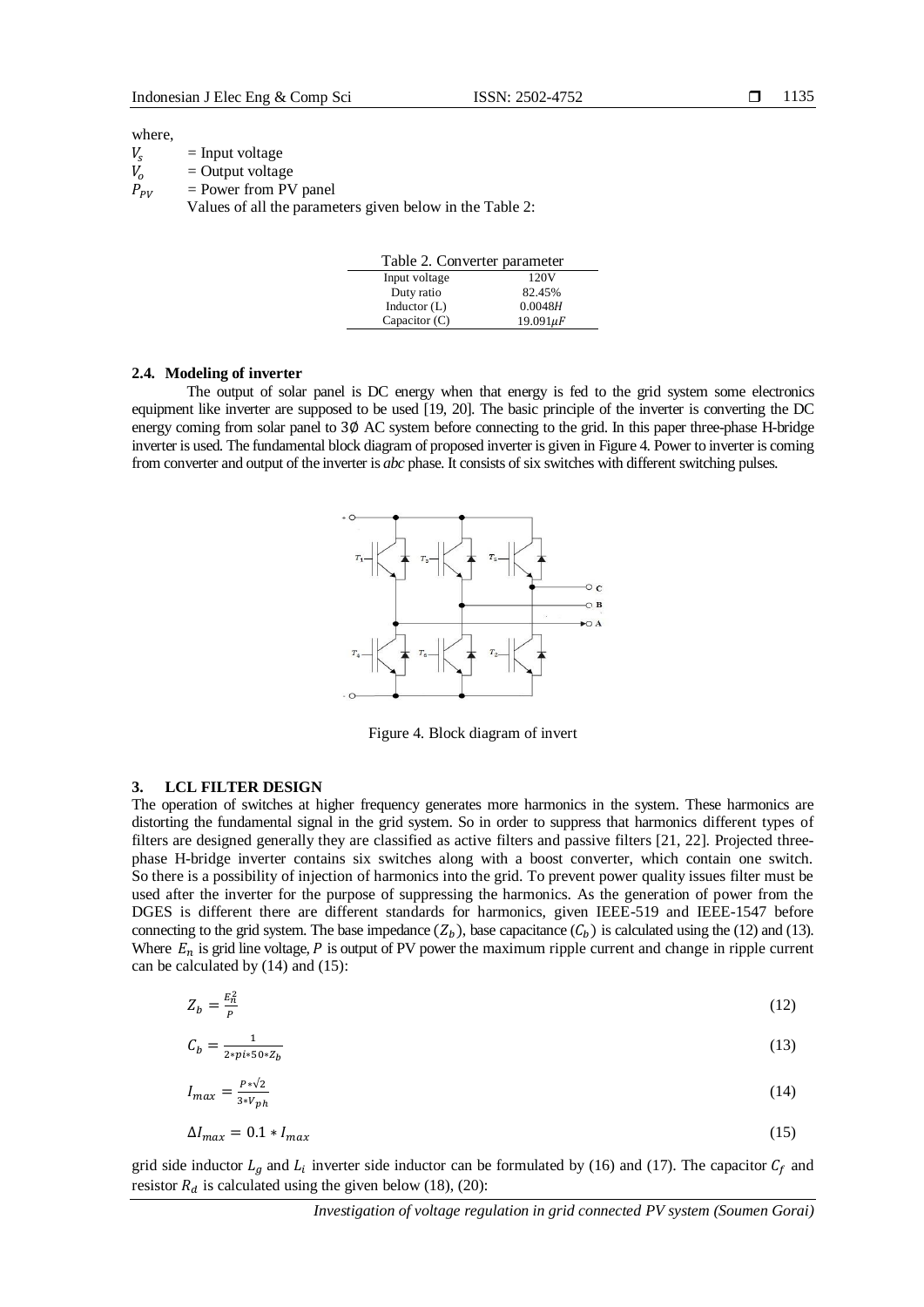where,

$V_s$ = Input voltage
$V_o$ = Output voltage
$P_{PV}$ = Power from PV panel

Values of all the parameters given below in the Table 2:

Table 2. Converter parameter

| | |
|---|---|
| Input voltage | 120V |
| Duty ratio | 82.45% |
| Inductor (L) | $0.0048H$ |
| Capacitor (C) | $19.091\mu F$ |

### 2.4. Modeling of inverter

The output of solar panel is DC energy when that energy is fed to the grid system some electronics equipment like inverter are supposed to be used [19, 20]. The basic principle of the inverter is converting the DC energy coming from solar panel to 3∅ AC system before connecting to the grid. In this paper three-phase H-bridge inverter is used. The fundamental block diagram of proposed inverter is given in Figure 4. Power to inverter is coming from converter and output of the inverter is *abc* phase. It consists of six switches with different switching pulses.

Figure 4. Block diagram of invert

## 3. LCL FILTER DESIGN

The operation of switches at higher frequency generates more harmonics in the system. These harmonics are distorting the fundamental signal in the grid system. So in order to suppress that harmonics different types of filters are designed generally they are classified as active filters and passive filters [21, 22]. Projected three-phase H-bridge inverter contains six switches along with a boost converter, which contain one switch. So there is a possibility of injection of harmonics into the grid. To prevent power quality issues filter must be used after the inverter for the purpose of suppressing the harmonics. As the generation of power from the DGES is different there are different standards for harmonics, given IEEE-519 and IEEE-1547 before connecting to the grid system. The base impedance ($Z_b$), base capacitance ($C_b$) is calculated using the (12) and (13). Where $E_n$ is grid line voltage, $P$ is output of PV power the maximum ripple current and change in ripple current can be calculated by (14) and (15):

$$Z_b = \frac{E_n^2}{P} \tag{12}$$

$$C_b = \frac{1}{2*pi*50*Z_b} \tag{13}$$

$$I_{max} = \frac{P*\sqrt{2}}{3*V_{ph}} \tag{14}$$

$$\Delta I_{max} = 0.1 * I_{max} \tag{15}$$

grid side inductor $L_g$ and $L_i$ inverter side inductor can be formulated by (16) and (17). The capacitor $C_f$ and resistor $R_d$ is calculated using the given below (18), (20):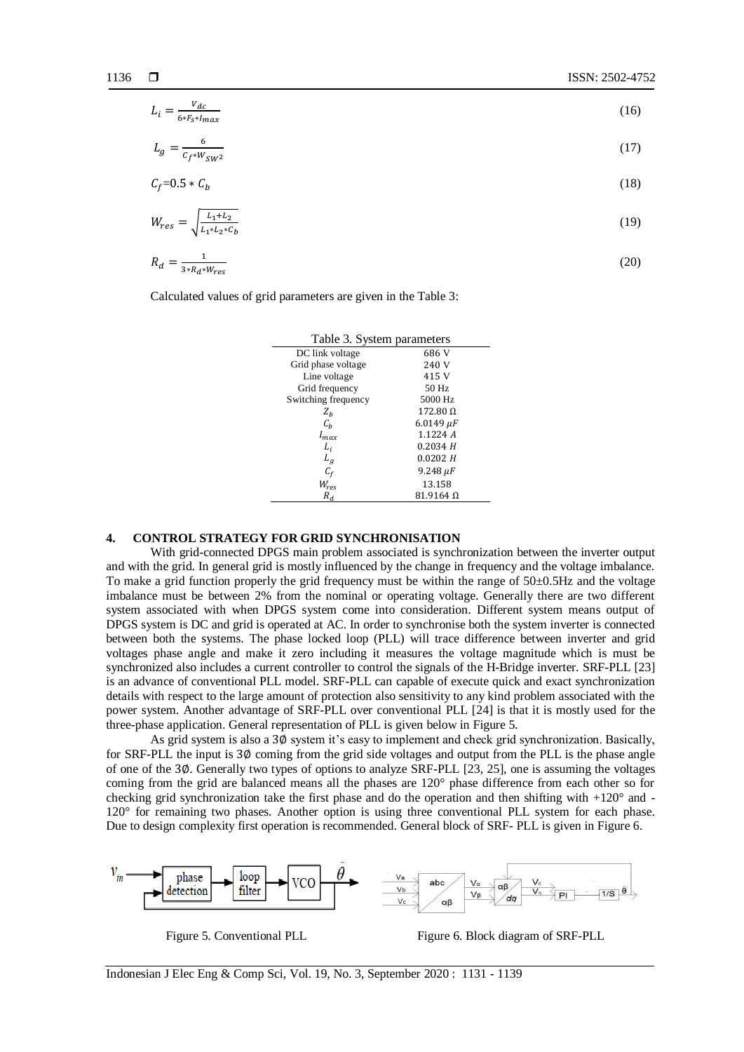$$L_i = \frac{V_{dc}}{6*F_s*I_{max}} \tag{16}$$

$$L_g = \frac{6}{C_f*W_{SW^2}} \tag{17}$$

$$C_f = 0.5 * C_b \tag{18}$$

$$W_{res} = \sqrt{\frac{L_1+L_2}{L_1*L_2*C_b}} \tag{19}$$

$$R_d = \frac{1}{3*R_d*W_{res}} \tag{20}$$

Calculated values of grid parameters are given in the Table 3:

Table 3. System parameters

| | |
|---|---|
| DC link voltage | 686 V |
| Grid phase voltage | 240 V |
| Line voltage | 415 V |
| Grid frequency | 50 Hz |
| Switching frequency | 5000 Hz |
| $Z_b$ | 172.80 Ω |
| $C_b$ | 6.0149 $\mu F$ |
| $I_{max}$ | 1.1224 $A$ |
| $L_i$ | 0.2034 $H$ |
| $L_g$ | 0.0202 $H$ |
| $C_f$ | 9.248 $\mu F$ |
| $W_{res}$ | 13.158 |
| $R_d$ | 81.9164 Ω |

## 4. CONTROL STRATEGY FOR GRID SYNCHRONISATION

With grid-connected DPGS main problem associated is synchronization between the inverter output and with the grid. In general grid is mostly influenced by the change in frequency and the voltage imbalance. To make a grid function properly the grid frequency must be within the range of 50±0.5Hz and the voltage imbalance must be between 2% from the nominal or operating voltage. Generally there are two different system associated with when DPGS system come into consideration. Different system means output of DPGS system is DC and grid is operated at AC. In order to synchronise both the system inverter is connected between both the systems. The phase locked loop (PLL) will trace difference between inverter and grid voltages phase angle and make it zero including it measures the voltage magnitude which is must be synchronized also includes a current controller to control the signals of the H-Bridge inverter. SRF-PLL [23] is an advance of conventional PLL model. SRF-PLL can capable of execute quick and exact synchronization details with respect to the large amount of protection also sensitivity to any kind problem associated with the power system. Another advantage of SRF-PLL over conventional PLL [24] is that it is mostly used for the three-phase application. General representation of PLL is given below in Figure 5.

As grid system is also a 3∅ system it's easy to implement and check grid synchronization. Basically, for SRF-PLL the input is 3∅ coming from the grid side voltages and output from the PLL is the phase angle of one of the 3∅. Generally two types of options to analyze SRF-PLL [23, 25], one is assuming the voltages coming from the grid are balanced means all the phases are 120° phase difference from each other so for checking grid synchronization take the first phase and do the operation and then shifting with +120° and -120° for remaining two phases. Another option is using three conventional PLL system for each phase. Due to design complexity first operation is recommended. General block of SRF- PLL is given in Figure 6.

Figure 5. Conventional PLL

Figure 6. Block diagram of SRF-PLL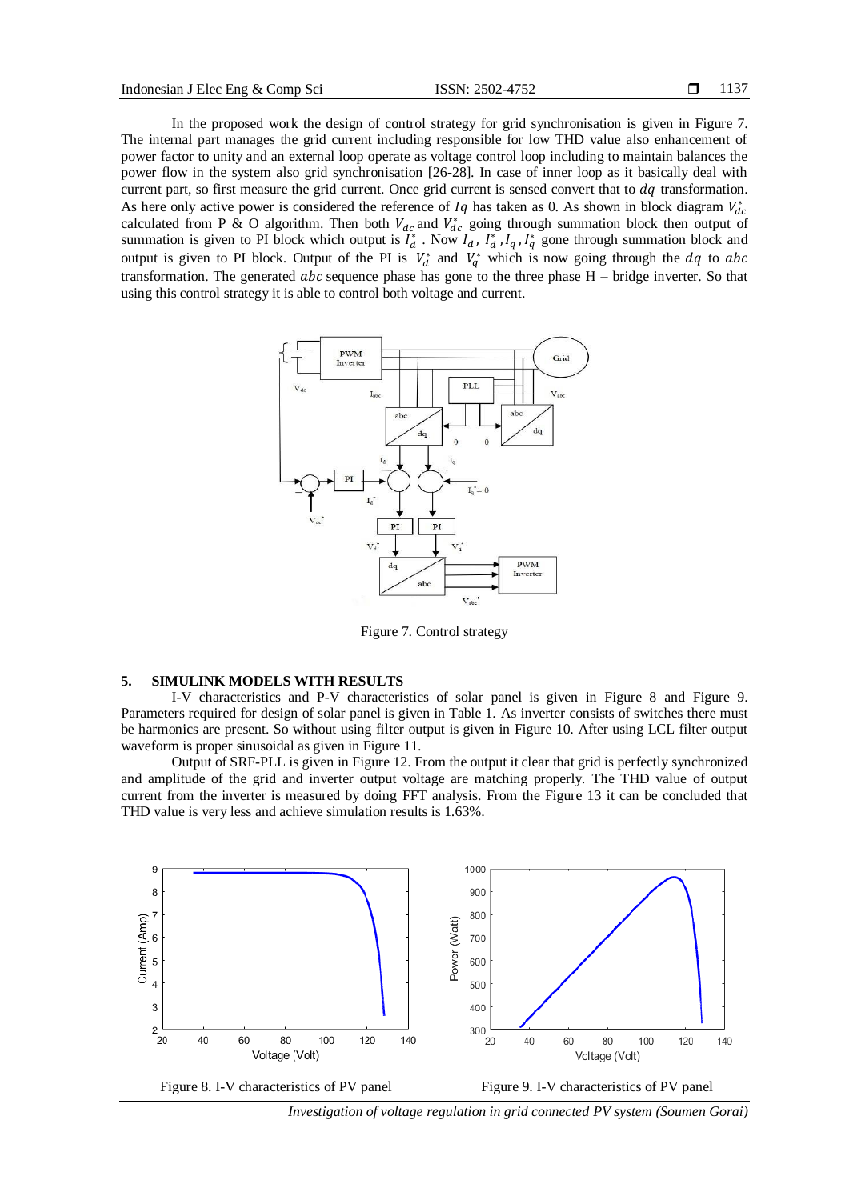In the proposed work the design of control strategy for grid synchronisation is given in Figure 7. The internal part manages the grid current including responsible for low THD value also enhancement of power factor to unity and an external loop operate as voltage control loop including to maintain balances the power flow in the system also grid synchronisation [26-28]. In case of inner loop as it basically deal with current part, so first measure the grid current. Once grid current is sensed convert that to $dq$ transformation. As here only active power is considered the reference of $Iq$ has taken as 0. As shown in block diagram $V_{dc}^{*}$ calculated from P & O algorithm. Then both $V_{dc}$ and $V_{dc}^{*}$ going through summation block then output of summation is given to PI block which output is $I_d^{*}$ . Now $I_d$, $I_d^{*}$, $I_q$, $I_q^{*}$ gone through summation block and output is given to PI block. Output of the PI is $V_d^{*}$ and $V_q^{*}$ which is now going through the $dq$ to $abc$ transformation. The generated $abc$ sequence phase has gone to the three phase H – bridge inverter. So that using this control strategy it is able to control both voltage and current.

Figure 7. Control strategy

## 5. SIMULINK MODELS WITH RESULTS

I-V characteristics and P-V characteristics of solar panel is given in Figure 8 and Figure 9. Parameters required for design of solar panel is given in Table 1. As inverter consists of switches there must be harmonics are present. So without using filter output is given in Figure 10. After using LCL filter output waveform is proper sinusoidal as given in Figure 11.

Output of SRF-PLL is given in Figure 12. From the output it clear that grid is perfectly synchronized and amplitude of the grid and inverter output voltage are matching properly. The THD value of output current from the inverter is measured by doing FFT analysis. From the Figure 13 it can be concluded that THD value is very less and achieve simulation results is 1.63%.

Figure 8. I-V characteristics of PV panel

Figure 9. I-V characteristics of PV panel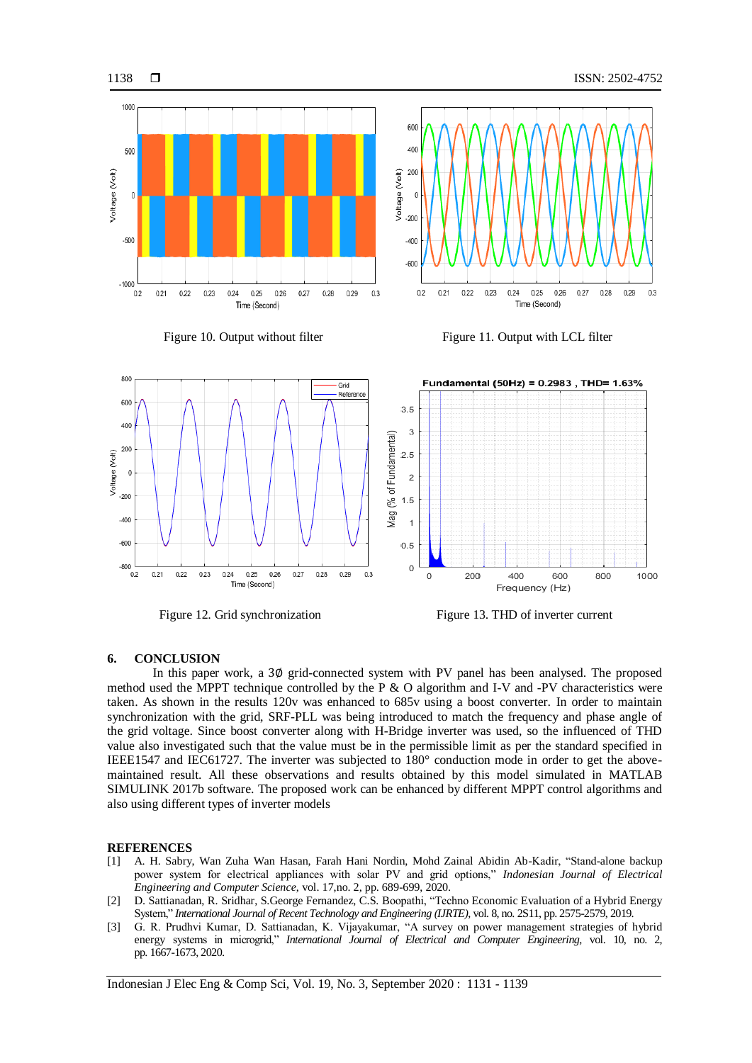Figure 10. Output without filter

Figure 11. Output with LCL filter

Figure 12. Grid synchronization

Figure 13. THD of inverter current

## 6. CONCLUSION

In this paper work, a 3∅ grid-connected system with PV panel has been analysed. The proposed method used the MPPT technique controlled by the P & O algorithm and I-V and -PV characteristics were taken. As shown in the results 120v was enhanced to 685v using a boost converter. In order to maintain synchronization with the grid, SRF-PLL was being introduced to match the frequency and phase angle of the grid voltage. Since boost converter along with H-Bridge inverter was used, so the influenced of THD value also investigated such that the value must be in the permissible limit as per the standard specified in IEEE1547 and IEC61727. The inverter was subjected to 180° conduction mode in order to get the above-maintained result. All these observations and results obtained by this model simulated in MATLAB SIMULINK 2017b software. The proposed work can be enhanced by different MPPT control algorithms and also using different types of inverter models

## REFERENCES

[1] A. H. Sabry, Wan Zuha Wan Hasan, Farah Hani Nordin, Mohd Zainal Abidin Ab-Kadir, "Stand-alone backup power system for electrical appliances with solar PV and grid options," *Indonesian Journal of Electrical Engineering and Computer Science*, vol. 17,no. 2, pp. 689-699, 2020.

[2] D. Sattianadan, R. Sridhar, S.George Fernandez, C.S. Boopathi, "Techno Economic Evaluation of a Hybrid Energy System," *International Journal of Recent Technology and Engineering (IJRTE)*, vol. 8, no. 2S11, pp. 2575-2579, 2019.

[3] G. R. Prudhvi Kumar, D. Sattianadan, K. Vijayakumar, "A survey on power management strategies of hybrid energy systems in microgrid," *International Journal of Electrical and Computer Engineering*, vol. 10, no. 2, pp. 1667-1673, 2020.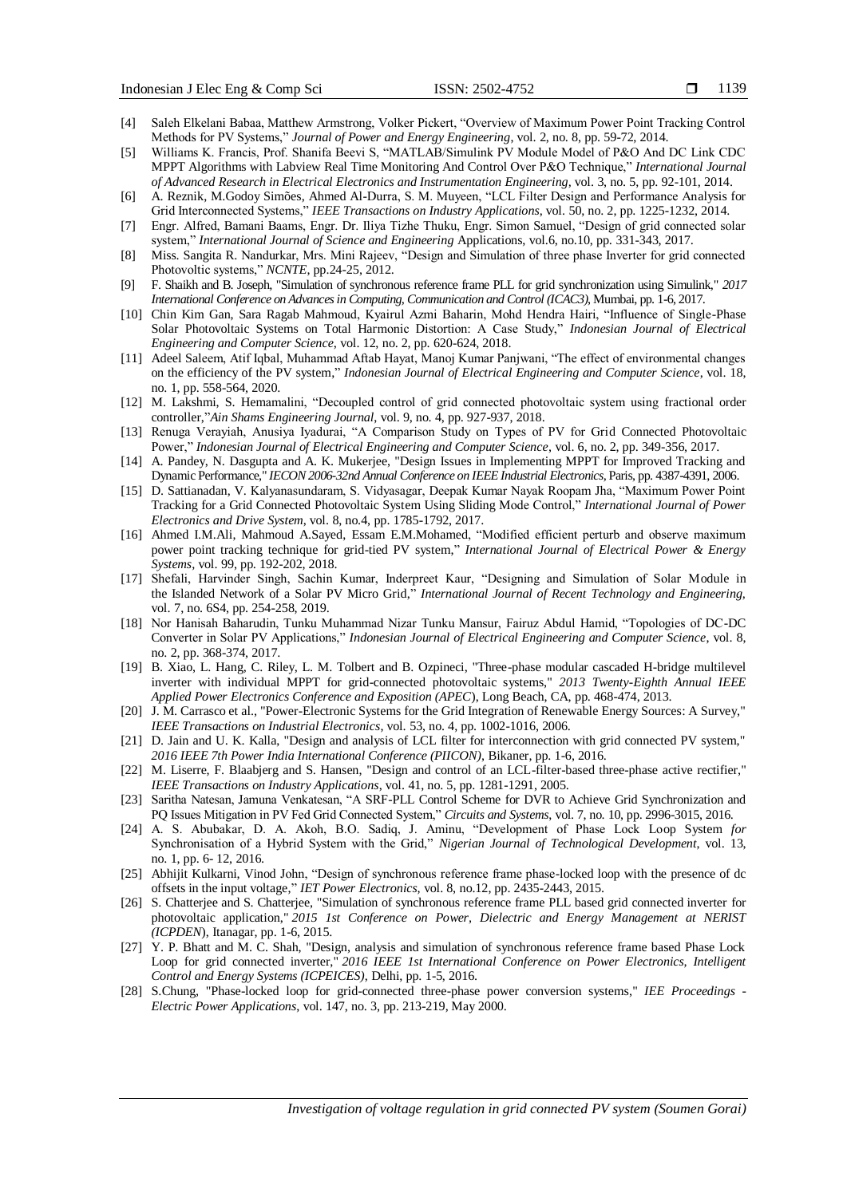[4] Saleh Elkelani Babaa, Matthew Armstrong, Volker Pickert, "Overview of Maximum Power Point Tracking Control Methods for PV Systems," *Journal of Power and Energy Engineering*, vol. 2, no. 8, pp. 59-72, 2014.

[5] Williams K. Francis, Prof. Shanifa Beevi S, "MATLAB/Simulink PV Module Model of P&O And DC Link CDC MPPT Algorithms with Labview Real Time Monitoring And Control Over P&O Technique," *International Journal of Advanced Research in Electrical Electronics and Instrumentation Engineering*, vol. 3, no. 5, pp. 92-101, 2014.

[6] A. Reznik, M.Godoy Simões, Ahmed Al-Durra, S. M. Muyeen, "LCL Filter Design and Performance Analysis for Grid Interconnected Systems," *IEEE Transactions on Industry Applications*, vol. 50, no. 2, pp. 1225-1232, 2014.

[7] Engr. Alfred, Bamani Baams, Engr. Dr. Iliya Tizhe Thuku, Engr. Simon Samuel, "Design of grid connected solar system," *International Journal of Science and Engineering* Applications, vol.6, no.10, pp. 331-343, 2017.

[8] Miss. Sangita R. Nandurkar, Mrs. Mini Rajeev, "Design and Simulation of three phase Inverter for grid connected Photovoltic systems," *NCNTE*, pp.24-25, 2012.

[9] F. Shaikh and B. Joseph, "Simulation of synchronous reference frame PLL for grid synchronization using Simulink," *2017 International Conference on Advances in Computing, Communication and Control (ICAC3)*, Mumbai, pp. 1-6, 2017.

[10] Chin Kim Gan, Sara Ragab Mahmoud, Kyairul Azmi Baharin, Mohd Hendra Hairi, "Influence of Single-Phase Solar Photovoltaic Systems on Total Harmonic Distortion: A Case Study," *Indonesian Journal of Electrical Engineering and Computer Science*, vol. 12, no. 2, pp. 620-624, 2018.

[11] Adeel Saleem, Atif Iqbal, Muhammad Aftab Hayat, Manoj Kumar Panjwani, "The effect of environmental changes on the efficiency of the PV system," *Indonesian Journal of Electrical Engineering and Computer Science*, vol. 18, no. 1, pp. 558-564, 2020.

[12] M. Lakshmi, S. Hemamalini, "Decoupled control of grid connected photovoltaic system using fractional order controller,"*Ain Shams Engineering Journal*, vol. 9, no. 4, pp. 927-937, 2018.

[13] Renuga Verayiah, Anusiya Iyadurai, "A Comparison Study on Types of PV for Grid Connected Photovoltaic Power," *Indonesian Journal of Electrical Engineering and Computer Science*, vol. 6, no. 2, pp. 349-356, 2017.

[14] A. Pandey, N. Dasgupta and A. K. Mukerjee, "Design Issues in Implementing MPPT for Improved Tracking and Dynamic Performance," *IECON 2006-32nd Annual Conference on IEEE Industrial Electronics*, Paris, pp. 4387-4391, 2006.

[15] D. Sattianadan, V. Kalyanasundaram, S. Vidyasagar, Deepak Kumar Nayak Roopam Jha, "Maximum Power Point Tracking for a Grid Connected Photovoltaic System Using Sliding Mode Control," *International Journal of Power Electronics and Drive System*, vol. 8, no.4, pp. 1785-1792, 2017.

[16] Ahmed I.M.Ali, Mahmoud A.Sayed, Essam E.M.Mohamed, "Modified efficient perturb and observe maximum power point tracking technique for grid-tied PV system," *International Journal of Electrical Power & Energy Systems*, vol. 99, pp. 192-202, 2018.

[17] Shefali, Harvinder Singh, Sachin Kumar, Inderpreet Kaur, "Designing and Simulation of Solar Module in the Islanded Network of a Solar PV Micro Grid," *International Journal of Recent Technology and Engineering,* vol. 7, no. 6S4, pp. 254-258, 2019.

[18] Nor Hanisah Baharudin, Tunku Muhammad Nizar Tunku Mansur, Fairuz Abdul Hamid, "Topologies of DC-DC Converter in Solar PV Applications," *Indonesian Journal of Electrical Engineering and Computer Science*, vol. 8, no. 2, pp. 368-374, 2017.

[19] B. Xiao, L. Hang, C. Riley, L. M. Tolbert and B. Ozpineci, "Three-phase modular cascaded H-bridge multilevel inverter with individual MPPT for grid-connected photovoltaic systems," *2013 Twenty-Eighth Annual IEEE Applied Power Electronics Conference and Exposition (APEC)*, Long Beach, CA, pp. 468-474, 2013.

[20] J. M. Carrasco et al., "Power-Electronic Systems for the Grid Integration of Renewable Energy Sources: A Survey," *IEEE Transactions on Industrial Electronics*, vol. 53, no. 4, pp. 1002-1016, 2006.

[21] D. Jain and U. K. Kalla, "Design and analysis of LCL filter for interconnection with grid connected PV system," *2016 IEEE 7th Power India International Conference (PIICON)*, Bikaner, pp. 1-6, 2016.

[22] M. Liserre, F. Blaabjerg and S. Hansen, "Design and control of an LCL-filter-based three-phase active rectifier," *IEEE Transactions on Industry Applications*, vol. 41, no. 5, pp. 1281-1291, 2005.

[23] Saritha Natesan, Jamuna Venkatesan, "A SRF-PLL Control Scheme for DVR to Achieve Grid Synchronization and PQ Issues Mitigation in PV Fed Grid Connected System," *Circuits and Systems*, vol. 7, no. 10, pp. 2996-3015, 2016.

[24] A. S. Abubakar, D. A. Akoh, B.O. Sadiq, J. Aminu, "Development of Phase Lock Loop System *for* Synchronisation of a Hybrid System with the Grid," *Nigerian Journal of Technological Development*, vol. 13, no. 1, pp. 6- 12, 2016.

[25] Abhijit Kulkarni, Vinod John, "Design of synchronous reference frame phase-locked loop with the presence of dc offsets in the input voltage," *IET Power Electronics,* vol. 8, no.12, pp. 2435-2443, 2015.

[26] S. Chatterjee and S. Chatterjee, "Simulation of synchronous reference frame PLL based grid connected inverter for photovoltaic application," *2015 1st Conference on Power, Dielectric and Energy Management at NERIST (ICPDEN*), Itanagar, pp. 1-6, 2015.

[27] Y. P. Bhatt and M. C. Shah, "Design, analysis and simulation of synchronous reference frame based Phase Lock Loop for grid connected inverter," *2016 IEEE 1st International Conference on Power Electronics, Intelligent Control and Energy Systems (ICPEICES)*, Delhi, pp. 1-5, 2016.

[28] S.Chung, "Phase-locked loop for grid-connected three-phase power conversion systems," *IEE Proceedings - Electric Power Applications*, vol. 147, no. 3, pp. 213-219, May 2000.